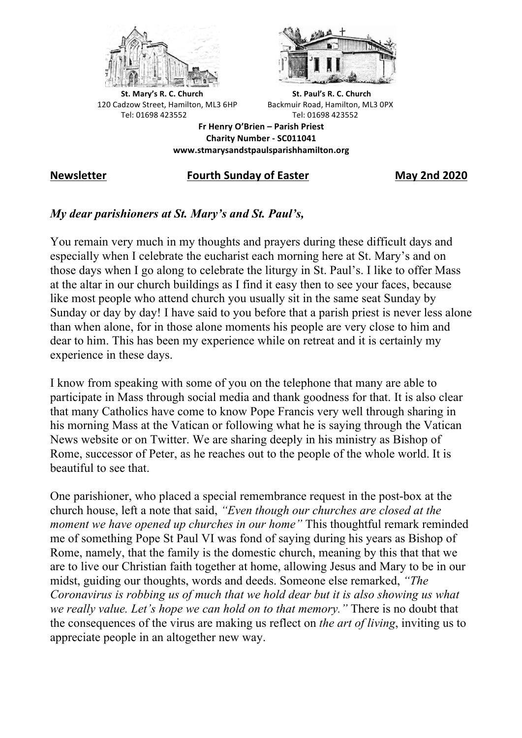**St. Mary's R. C. Church**
120 Cadzow Street, Hamilton, ML3 6HP
Tel: 01698 423552

**St. Paul's R. C. Church**
Backmuir Road, Hamilton, ML3 0PX
Tel: 01698 423552

**Fr Henry O'Brien – Parish Priest**
**Charity Number - SC011041**
**www.stmarysandstpaulsparishhamilton.org**

**Newsletter** **Fourth Sunday of Easter** **May 2nd 2020**

***My dear parishioners at St. Mary's and St. Paul's,***

You remain very much in my thoughts and prayers during these difficult days and especially when I celebrate the eucharist each morning here at St. Mary's and on those days when I go along to celebrate the liturgy in St. Paul's. I like to offer Mass at the altar in our church buildings as I find it easy then to see your faces, because like most people who attend church you usually sit in the same seat Sunday by Sunday or day by day! I have said to you before that a parish priest is never less alone than when alone, for in those alone moments his people are very close to him and dear to him. This has been my experience while on retreat and it is certainly my experience in these days.

I know from speaking with some of you on the telephone that many are able to participate in Mass through social media and thank goodness for that. It is also clear that many Catholics have come to know Pope Francis very well through sharing in his morning Mass at the Vatican or following what he is saying through the Vatican News website or on Twitter. We are sharing deeply in his ministry as Bishop of Rome, successor of Peter, as he reaches out to the people of the whole world. It is beautiful to see that.

One parishioner, who placed a special remembrance request in the post-box at the church house, left a note that said, *"Even though our churches are closed at the moment we have opened up churches in our home"* This thoughtful remark reminded me of something Pope St Paul VI was fond of saying during his years as Bishop of Rome, namely, that the family is the domestic church, meaning by this that that we are to live our Christian faith together at home, allowing Jesus and Mary to be in our midst, guiding our thoughts, words and deeds. Someone else remarked, *"The Coronavirus is robbing us of much that we hold dear but it is also showing us what we really value. Let's hope we can hold on to that memory."* There is no doubt that the consequences of the virus are making us reflect on *the art of living*, inviting us to appreciate people in an altogether new way.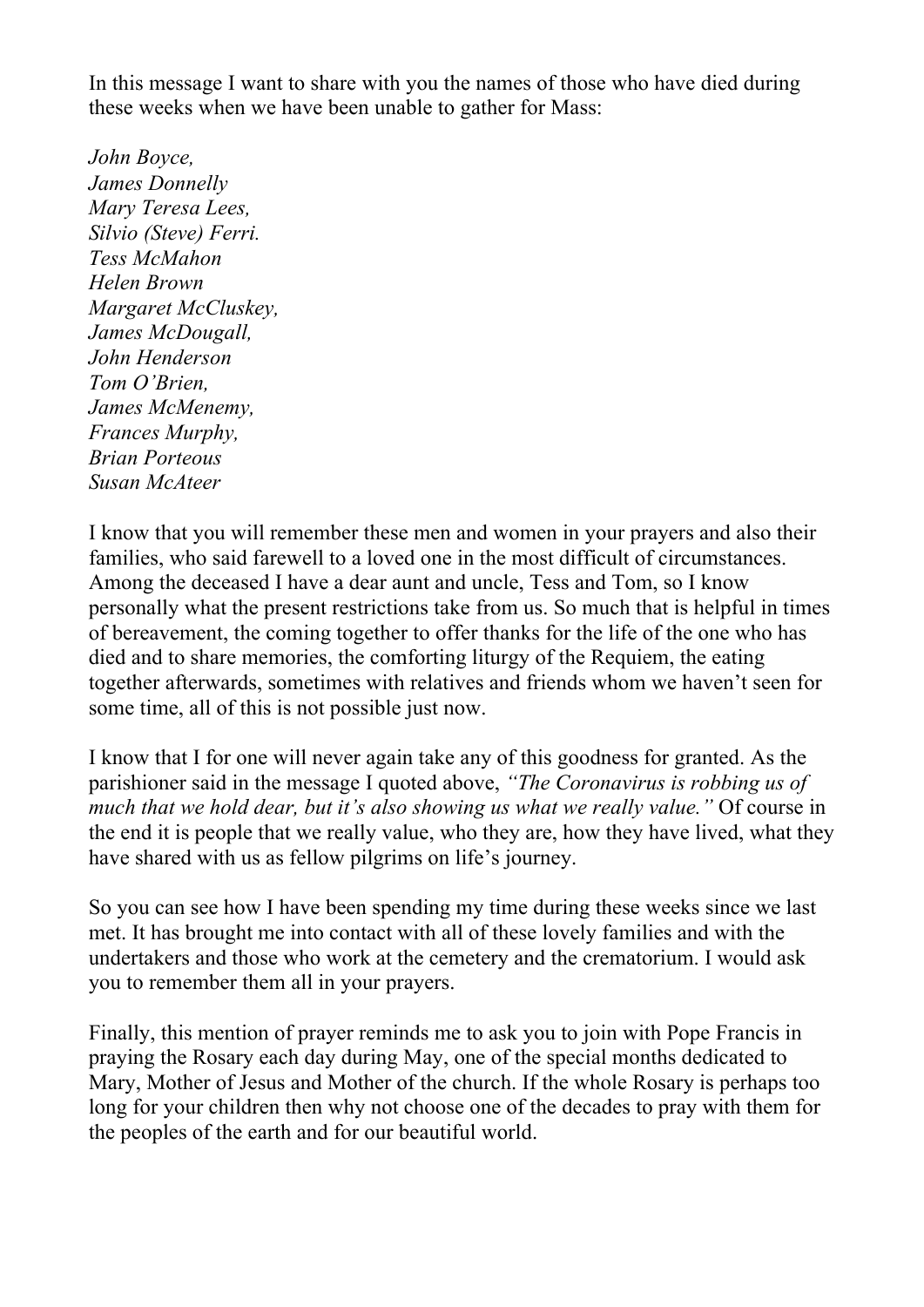In this message I want to share with you the names of those who have died during these weeks when we have been unable to gather for Mass:

*John Boyce,*
*James Donnelly*
*Mary Teresa Lees,*
*Silvio (Steve) Ferri.*
*Tess McMahon*
*Helen Brown*
*Margaret McCluskey,*
*James McDougall,*
*John Henderson*
*Tom O'Brien,*
*James McMenemy,*
*Frances Murphy,*
*Brian Porteous*
*Susan McAteer*

I know that you will remember these men and women in your prayers and also their families, who said farewell to a loved one in the most difficult of circumstances. Among the deceased I have a dear aunt and uncle, Tess and Tom, so I know personally what the present restrictions take from us. So much that is helpful in times of bereavement, the coming together to offer thanks for the life of the one who has died and to share memories, the comforting liturgy of the Requiem, the eating together afterwards, sometimes with relatives and friends whom we haven't seen for some time, all of this is not possible just now.

I know that I for one will never again take any of this goodness for granted. As the parishioner said in the message I quoted above, *"The Coronavirus is robbing us of much that we hold dear, but it's also showing us what we really value."* Of course in the end it is people that we really value, who they are, how they have lived, what they have shared with us as fellow pilgrims on life's journey.

So you can see how I have been spending my time during these weeks since we last met. It has brought me into contact with all of these lovely families and with the undertakers and those who work at the cemetery and the crematorium. I would ask you to remember them all in your prayers.

Finally, this mention of prayer reminds me to ask you to join with Pope Francis in praying the Rosary each day during May, one of the special months dedicated to Mary, Mother of Jesus and Mother of the church. If the whole Rosary is perhaps too long for your children then why not choose one of the decades to pray with them for the peoples of the earth and for our beautiful world.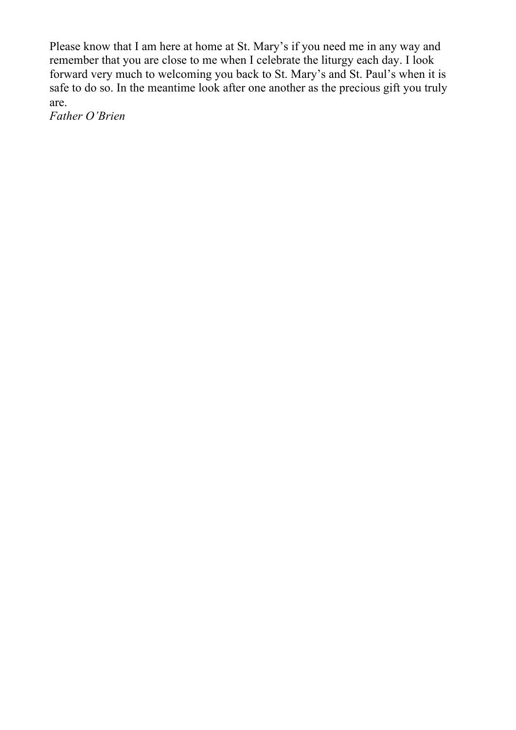Please know that I am here at home at St. Mary's if you need me in any way and remember that you are close to me when I celebrate the liturgy each day. I look forward very much to welcoming you back to St. Mary's and St. Paul's when it is safe to do so. In the meantime look after one another as the precious gift you truly are.

*Father O'Brien*